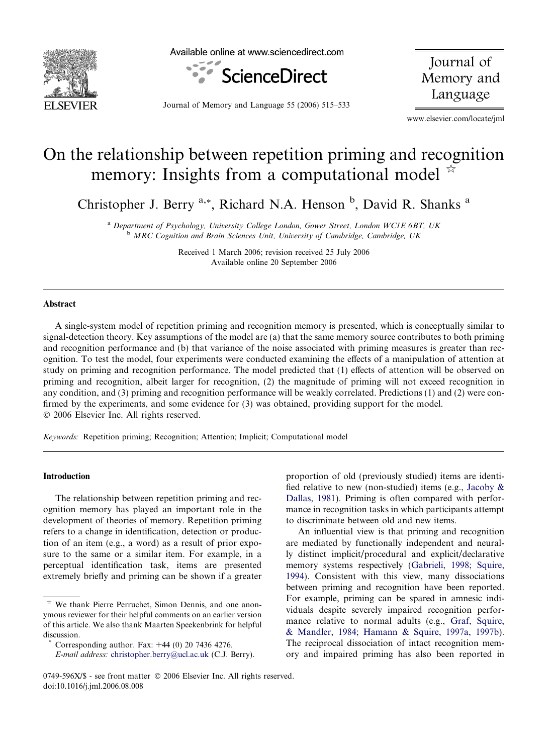# On the relationship between repetition priming and recognition memory: Insights from a computational model ☆

Christopher J. Berry [a,*], Richard N.A. Henson [b], David R. Shanks [a]

[a] Department of Psychology, University College London, Gower Street, London WC1E 6BT, UK
[b] MRC Cognition and Brain Sciences Unit, University of Cambridge, Cambridge, UK

Received 1 March 2006; revision received 25 July 2006
Available online 20 September 2006

## Abstract

A single-system model of repetition priming and recognition memory is presented, which is conceptually similar to signal-detection theory. Key assumptions of the model are (a) that the same memory source contributes to both priming and recognition performance and (b) that variance of the noise associated with priming measures is greater than recognition. To test the model, four experiments were conducted examining the effects of a manipulation of attention at study on priming and recognition performance. The model predicted that (1) effects of attention will be observed on priming and recognition, albeit larger for recognition, (2) the magnitude of priming will not exceed recognition in any condition, and (3) priming and recognition performance will be weakly correlated. Predictions (1) and (2) were confirmed by the experiments, and some evidence for (3) was obtained, providing support for the model.
© 2006 Elsevier Inc. All rights reserved.

*Keywords:* Repetition priming; Recognition; Attention; Implicit; Computational model

## Introduction

The relationship between repetition priming and recognition memory has played an important role in the development of theories of memory. Repetition priming refers to a change in identification, detection or production of an item (e.g., a word) as a result of prior exposure to the same or a similar item. For example, in a perceptual identification task, items are presented extremely briefly and priming can be shown if a greater proportion of old (previously studied) items are identified relative to new (non-studied) items (e.g., Jacoby & Dallas, 1981). Priming is often compared with performance in recognition tasks in which participants attempt to discriminate between old and new items.

An influential view is that priming and recognition are mediated by functionally independent and neurally distinct implicit/procedural and explicit/declarative memory systems respectively (Gabrieli, 1998; Squire, 1994). Consistent with this view, many dissociations between priming and recognition have been reported. For example, priming can be spared in amnesic individuals despite severely impaired recognition performance relative to normal adults (e.g., Graf, Squire, & Mandler, 1984; Hamann & Squire, 1997a, 1997b). The reciprocal dissociation of intact recognition memory and impaired priming has also been reported in

☆ We thank Pierre Perruchet, Simon Dennis, and one anonymous reviewer for their helpful comments on an earlier version of this article. We also thank Maarten Speekenbrink for helpful discussion.

\* Corresponding author. Fax: +44 (0) 20 7436 4276.
*E-mail address:* christopher.berry@ucl.ac.uk (C.J. Berry).

0749-596X/$ - see front matter © 2006 Elsevier Inc. All rights reserved.
doi:10.1016/j.jml.2006.08.008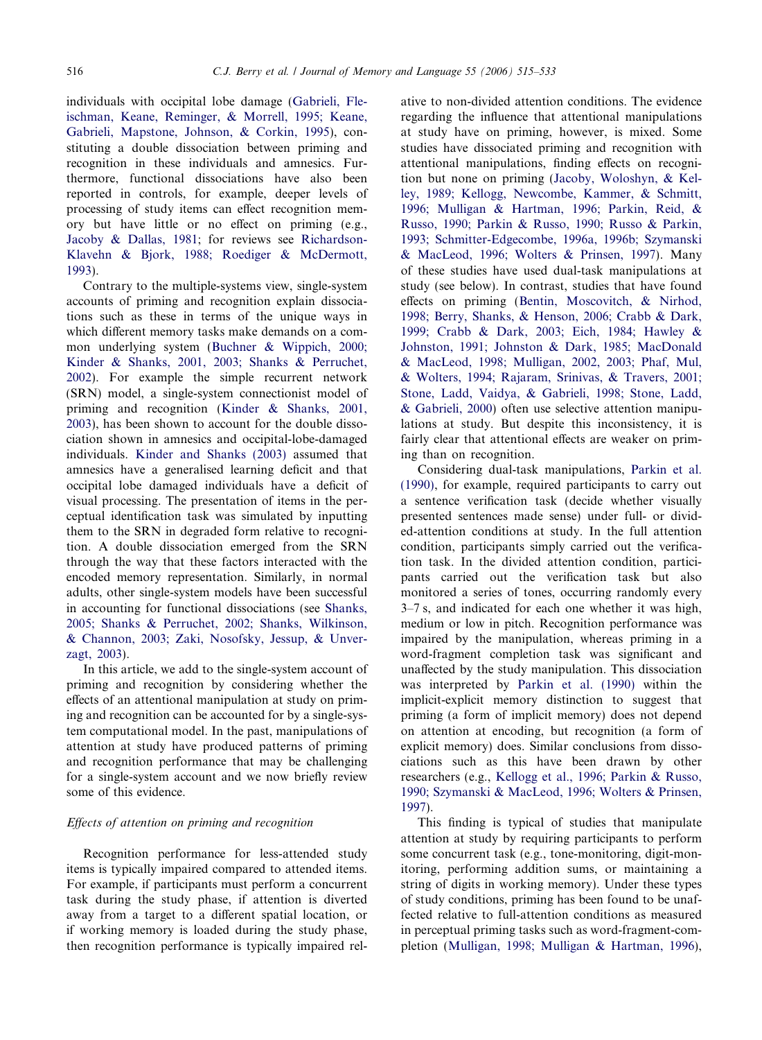individuals with occipital lobe damage (Gabrieli, Fleischman, Keane, Reminger, & Morrell, 1995; Keane, Gabrieli, Mapstone, Johnson, & Corkin, 1995), constituting a double dissociation between priming and recognition in these individuals and amnesics. Furthermore, functional dissociations have also been reported in controls, for example, deeper levels of processing of study items can effect recognition memory but have little or no effect on priming (e.g., Jacoby & Dallas, 1981; for reviews see Richardson-Klavehn & Bjork, 1988; Roediger & McDermott, 1993).

Contrary to the multiple-systems view, single-system accounts of priming and recognition explain dissociations such as these in terms of the unique ways in which different memory tasks make demands on a common underlying system (Buchner & Wippich, 2000; Kinder & Shanks, 2001, 2003; Shanks & Perruchet, 2002). For example the simple recurrent network (SRN) model, a single-system connectionist model of priming and recognition (Kinder & Shanks, 2001, 2003), has been shown to account for the double dissociation shown in amnesics and occipital-lobe-damaged individuals. Kinder and Shanks (2003) assumed that amnesics have a generalised learning deficit and that occipital lobe damaged individuals have a deficit of visual processing. The presentation of items in the perceptual identification task was simulated by inputting them to the SRN in degraded form relative to recognition. A double dissociation emerged from the SRN through the way that these factors interacted with the encoded memory representation. Similarly, in normal adults, other single-system models have been successful in accounting for functional dissociations (see Shanks, 2005; Shanks & Perruchet, 2002; Shanks, Wilkinson, & Channon, 2003; Zaki, Nosofsky, Jessup, & Unverzagt, 2003).

In this article, we add to the single-system account of priming and recognition by considering whether the effects of an attentional manipulation at study on priming and recognition can be accounted for by a single-system computational model. In the past, manipulations of attention at study have produced patterns of priming and recognition performance that may be challenging for a single-system account and we now briefly review some of this evidence.

### *Effects of attention on priming and recognition*

Recognition performance for less-attended study items is typically impaired compared to attended items. For example, if participants must perform a concurrent task during the study phase, if attention is diverted away from a target to a different spatial location, or if working memory is loaded during the study phase, then recognition performance is typically impaired relative to non-divided attention conditions. The evidence regarding the influence that attentional manipulations at study have on priming, however, is mixed. Some studies have dissociated priming and recognition with attentional manipulations, finding effects on recognition but none on priming (Jacoby, Woloshyn, & Kelley, 1989; Kellogg, Newcombe, Kammer, & Schmitt, 1996; Mulligan & Hartman, 1996; Parkin, Reid, & Russo, 1990; Parkin & Russo, 1990; Russo & Parkin, 1993; Schmitter-Edgecombe, 1996a, 1996b; Szymanski & MacLeod, 1996; Wolters & Prinsen, 1997). Many of these studies have used dual-task manipulations at study (see below). In contrast, studies that have found effects on priming (Bentin, Moscovitch, & Nirhod, 1998; Berry, Shanks, & Henson, 2006; Crabb & Dark, 1999; Crabb & Dark, 2003; Eich, 1984; Hawley & Johnston, 1991; Johnston & Dark, 1985; MacDonald & MacLeod, 1998; Mulligan, 2002, 2003; Phaf, Mul, & Wolters, 1994; Rajaram, Srinivas, & Travers, 2001; Stone, Ladd, Vaidya, & Gabrieli, 1998; Stone, Ladd, & Gabrieli, 2000) often use selective attention manipulations at study. But despite this inconsistency, it is fairly clear that attentional effects are weaker on priming than on recognition.

Considering dual-task manipulations, Parkin et al. (1990), for example, required participants to carry out a sentence verification task (decide whether visually presented sentences made sense) under full- or divided-attention conditions at study. In the full attention condition, participants simply carried out the verification task. In the divided attention condition, participants carried out the verification task but also monitored a series of tones, occurring randomly every 3–7 s, and indicated for each one whether it was high, medium or low in pitch. Recognition performance was impaired by the manipulation, whereas priming in a word-fragment completion task was significant and unaffected by the study manipulation. This dissociation was interpreted by Parkin et al. (1990) within the implicit-explicit memory distinction to suggest that priming (a form of implicit memory) does not depend on attention at encoding, but recognition (a form of explicit memory) does. Similar conclusions from dissociations such as this have been drawn by other researchers (e.g., Kellogg et al., 1996; Parkin & Russo, 1990; Szymanski & MacLeod, 1996; Wolters & Prinsen, 1997).

This finding is typical of studies that manipulate attention at study by requiring participants to perform some concurrent task (e.g., tone-monitoring, digit-monitoring, performing addition sums, or maintaining a string of digits in working memory). Under these types of study conditions, priming has been found to be unaffected relative to full-attention conditions as measured in perceptual priming tasks such as word-fragment-completion (Mulligan, 1998; Mulligan & Hartman, 1996),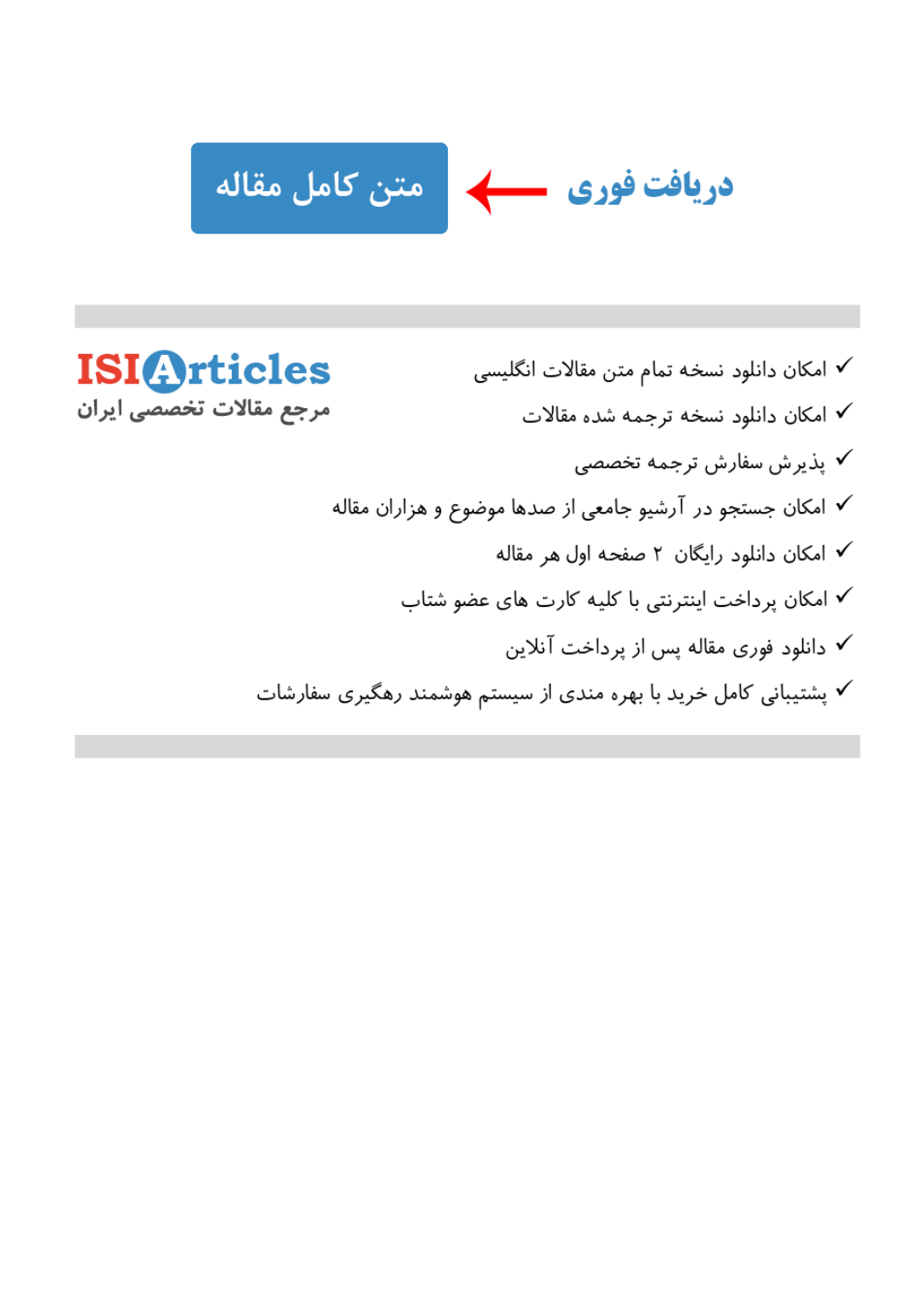دریافت فوری ← **متن کامل مقاله**

**ISIArticles**
مرجع مقالات تخصصی ایران

- ✓ امکان دانلود نسخه تمام متن مقالات انگلیسی
- ✓ امکان دانلود نسخه ترجمه شده مقالات
- ✓ پذیرش سفارش ترجمه تخصصی
- ✓ امکان جستجو در آرشیو جامعی از صدها موضوع و هزاران مقاله
- ✓ امکان دانلود رایگان ۲ صفحه اول هر مقاله
- ✓ امکان پرداخت اینترنتی با کلیه کارت های عضو شتاب
- ✓ دانلود فوری مقاله پس از پرداخت آنلاین
- ✓ پشتیبانی کامل خرید با بهره مندی از سیستم هوشمند رهگیری سفارشات